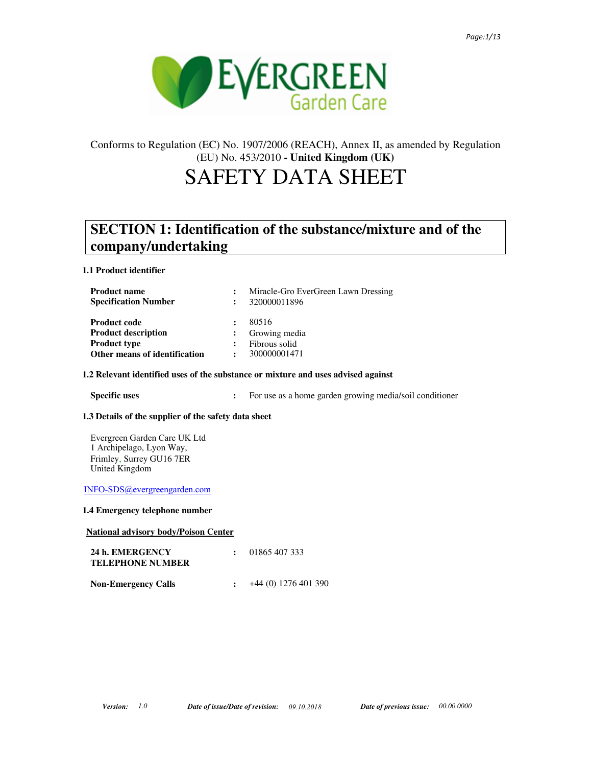Conforms to Regulation (EC) No. 1907/2006 (REACH), Annex II, as amended by Regulation (EU) No. 453/2010 - **United Kingdom (UK)**

# SAFETY DATA SHEET

## SECTION 1: Identification of the substance/mixture and of the company/undertaking

### 1.1 Product identifier

| | | |
|---|---|---|
| **Product name** | : | Miracle-Gro EverGreen Lawn Dressing |
| **Specification Number** | : | 320000011896 |
| **Product code** | : | 80516 |
| **Product description** | : | Growing media |
| **Product type** | : | Fibrous solid |
| **Other means of identification** | : | 300000001471 |

### 1.2 Relevant identified uses of the substance or mixture and uses advised against

| | | |
|---|---|---|
| **Specific uses** | : | For use as a home garden growing media/soil conditioner |

### 1.3 Details of the supplier of the safety data sheet

Evergreen Garden Care UK Ltd
1 Archipelago, Lyon Way,
Frimley, Surrey GU16 7ER
United Kingdom

INFO-SDS@evergreengarden.com

### 1.4 Emergency telephone number

**National advisory body/Poison Center**

| | | |
|---|---|---|
| **24 h. EMERGENCY TELEPHONE NUMBER** | : | 01865 407 333 |
| **Non-Emergency Calls** | : | +44 (0) 1276 401 390 |

*Version:* 1.0 *Date of issue/Date of revision:* 09.10.2018 *Date of previous issue:* 00.00.0000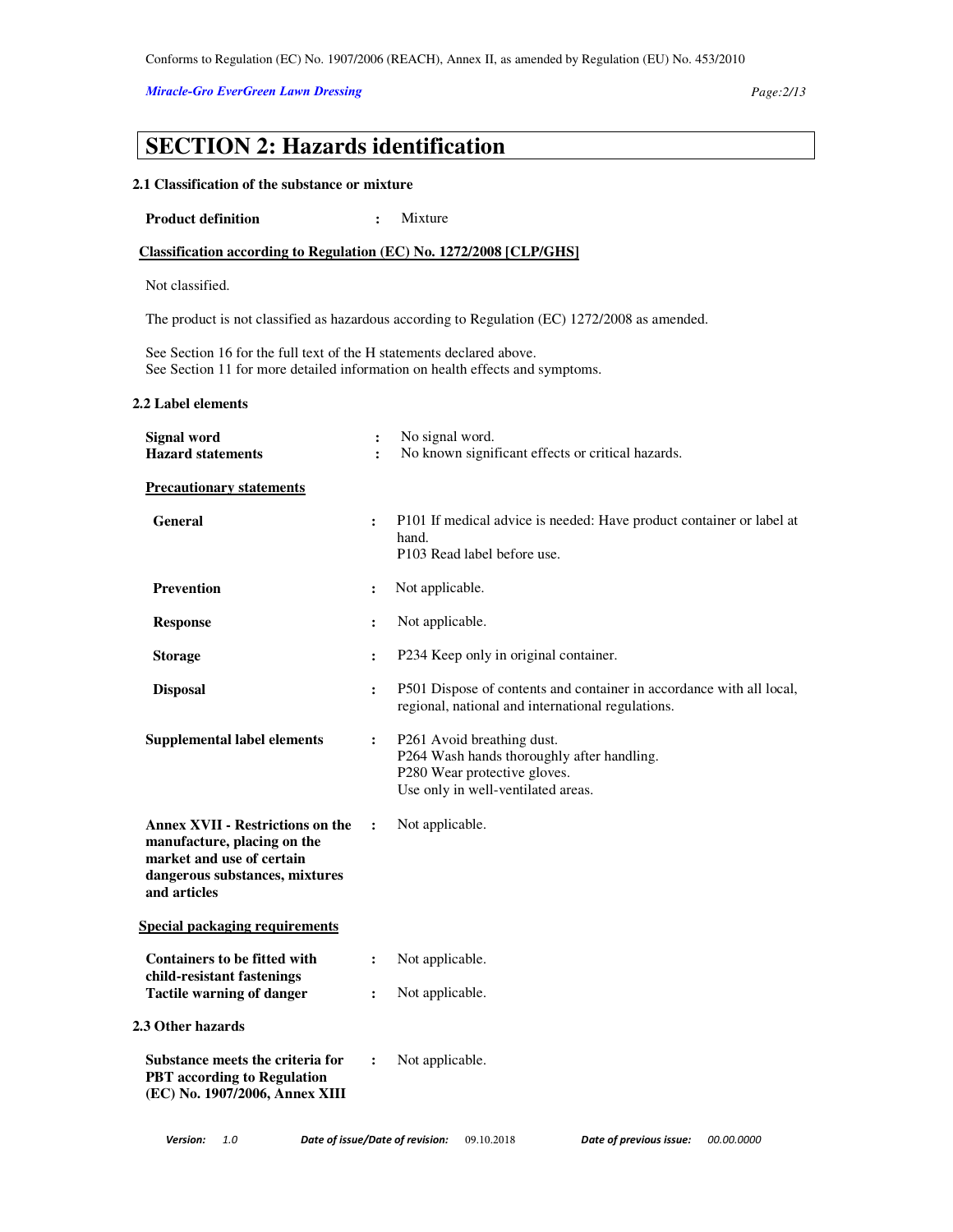# SECTION 2: Hazards identification

### 2.1 Classification of the substance or mixture

**Product definition** : Mixture

**Classification according to Regulation (EC) No. 1272/2008 [CLP/GHS]**

Not classified.

The product is not classified as hazardous according to Regulation (EC) 1272/2008 as amended.

See Section 16 for the full text of the H statements declared above.
See Section 11 for more detailed information on health effects and symptoms.

### 2.2 Label elements

**Signal word** : No signal word.
**Hazard statements** : No known significant effects or critical hazards.

**Precautionary statements**

**General** : P101 If medical advice is needed: Have product container or label at hand.
P103 Read label before use.

**Prevention** : Not applicable.

**Response** : Not applicable.

**Storage** : P234 Keep only in original container.

**Disposal** : P501 Dispose of contents and container in accordance with all local, regional, national and international regulations.

**Supplemental label elements** : P261 Avoid breathing dust.
P264 Wash hands thoroughly after handling.
P280 Wear protective gloves.
Use only in well-ventilated areas.

**Annex XVII - Restrictions on the manufacture, placing on the market and use of certain dangerous substances, mixtures and articles** : Not applicable.

**Special packaging requirements**

**Containers to be fitted with child-resistant fastenings** : Not applicable.
**Tactile warning of danger** : Not applicable.

### 2.3 Other hazards

**Substance meets the criteria for PBT according to Regulation (EC) No. 1907/2006, Annex XIII** : Not applicable.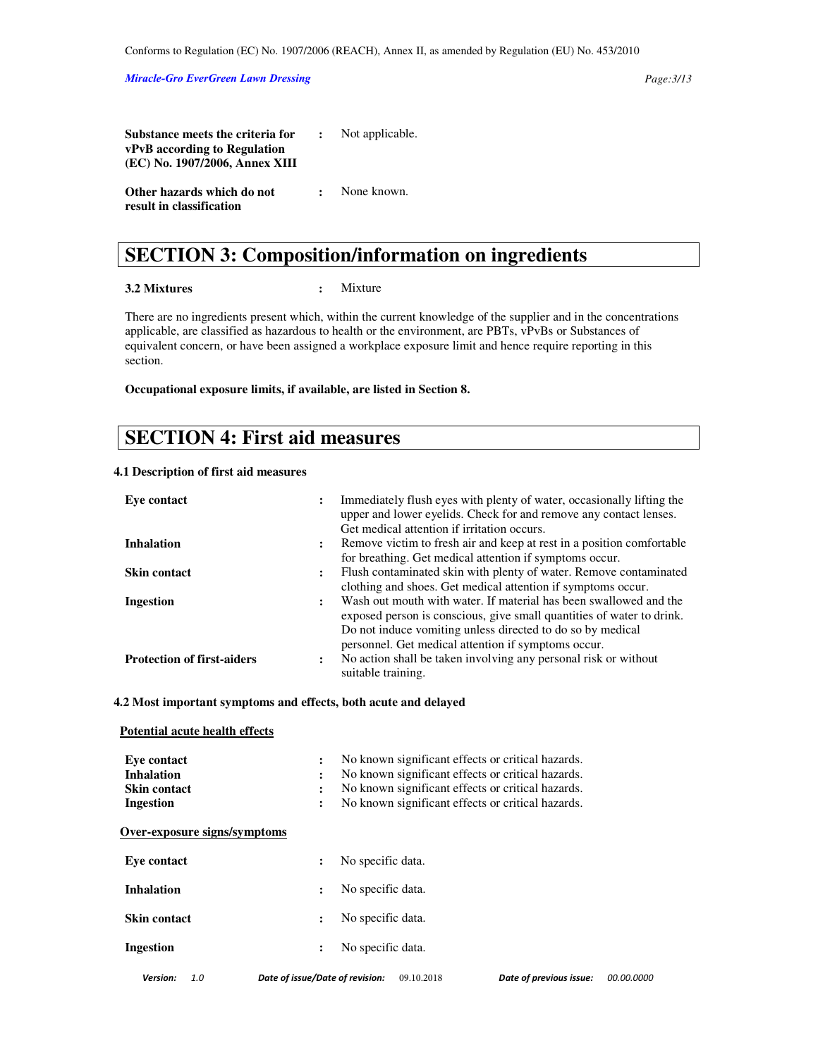| | | |
|---|---|---|
| **Substance meets the criteria for vPvB according to Regulation (EC) No. 1907/2006, Annex XIII** | : | Not applicable. |
| **Other hazards which do not result in classification** | : | None known. |

# SECTION 3: Composition/information on ingredients

| | | |
|---|---|---|
| **3.2 Mixtures** | : | Mixture |

There are no ingredients present which, within the current knowledge of the supplier and in the concentrations applicable, are classified as hazardous to health or the environment, are PBTs, vPvBs or Substances of equivalent concern, or have been assigned a workplace exposure limit and hence require reporting in this section.

**Occupational exposure limits, if available, are listed in Section 8.**

# SECTION 4: First aid measures

### 4.1 Description of first aid measures

| | | |
|---|---|---|
| **Eye contact** | : | Immediately flush eyes with plenty of water, occasionally lifting the upper and lower eyelids. Check for and remove any contact lenses. Get medical attention if irritation occurs. |
| **Inhalation** | : | Remove victim to fresh air and keep at rest in a position comfortable for breathing. Get medical attention if symptoms occur. |
| **Skin contact** | : | Flush contaminated skin with plenty of water. Remove contaminated clothing and shoes. Get medical attention if symptoms occur. |
| **Ingestion** | : | Wash out mouth with water. If material has been swallowed and the exposed person is conscious, give small quantities of water to drink. Do not induce vomiting unless directed to do so by medical personnel. Get medical attention if symptoms occur. |
| **Protection of first-aiders** | : | No action shall be taken involving any personal risk or without suitable training. |

### 4.2 Most important symptoms and effects, both acute and delayed

**Potential acute health effects**

| | | |
|---|---|---|
| **Eye contact** | : | No known significant effects or critical hazards. |
| **Inhalation** | : | No known significant effects or critical hazards. |
| **Skin contact** | : | No known significant effects or critical hazards. |
| **Ingestion** | : | No known significant effects or critical hazards. |

**Over-exposure signs/symptoms**

| | | |
|---|---|---|
| **Eye contact** | : | No specific data. |
| **Inhalation** | : | No specific data. |
| **Skin contact** | : | No specific data. |
| **Ingestion** | : | No specific data. |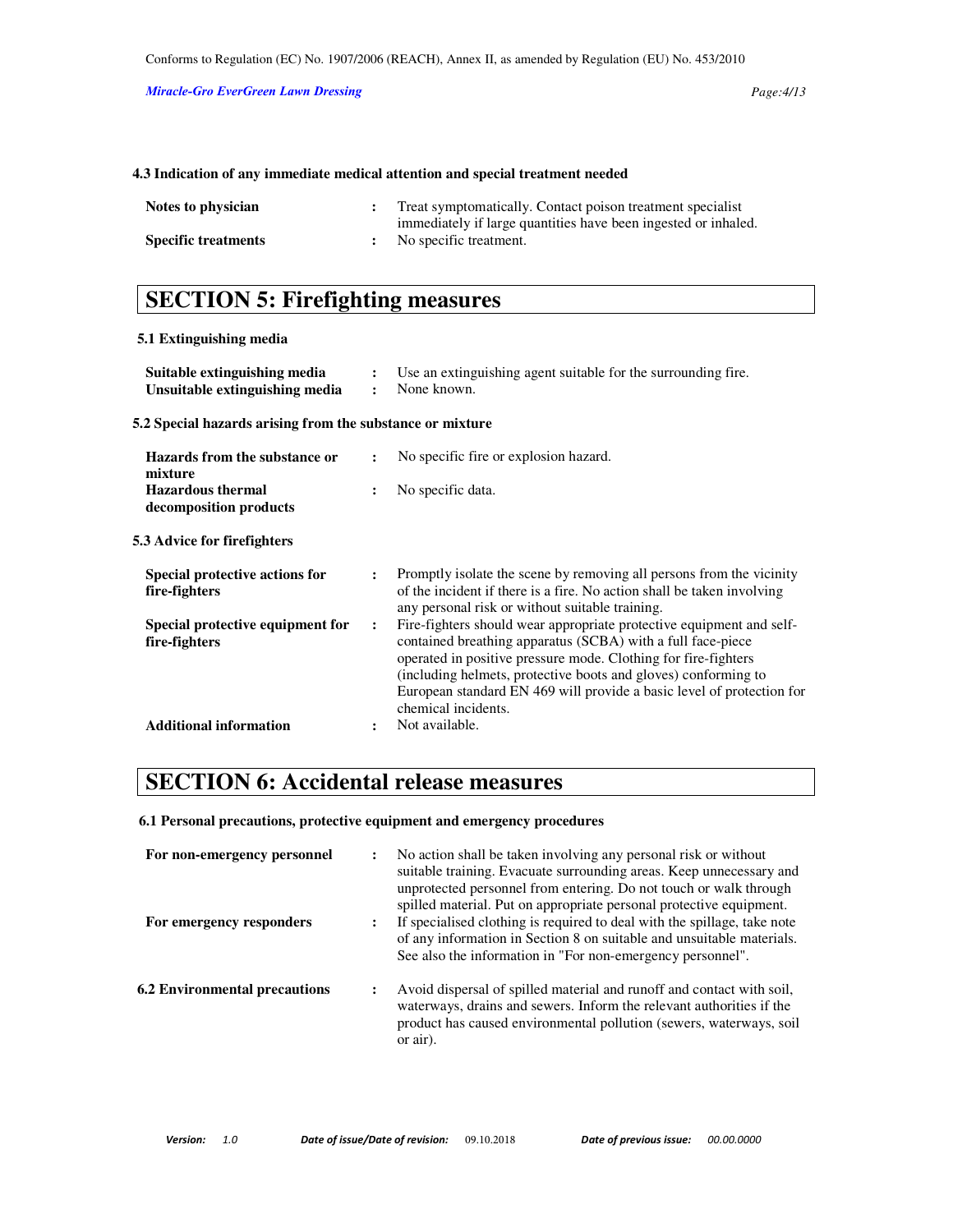### 4.3 Indication of any immediate medical attention and special treatment needed

| | |
|---|---|
| **Notes to physician** | Treat symptomatically. Contact poison treatment specialist immediately if large quantities have been ingested or inhaled. |
| **Specific treatments** | No specific treatment. |

## SECTION 5: Firefighting measures

### 5.1 Extinguishing media

| | |
|---|---|
| **Suitable extinguishing media** | Use an extinguishing agent suitable for the surrounding fire. |
| **Unsuitable extinguishing media** | None known. |

### 5.2 Special hazards arising from the substance or mixture

| | |
|---|---|
| **Hazards from the substance or mixture** | No specific fire or explosion hazard. |
| **Hazardous thermal decomposition products** | No specific data. |

### 5.3 Advice for firefighters

| | |
|---|---|
| **Special protective actions for fire-fighters** | Promptly isolate the scene by removing all persons from the vicinity of the incident if there is a fire. No action shall be taken involving any personal risk or without suitable training. |
| **Special protective equipment for fire-fighters** | Fire-fighters should wear appropriate protective equipment and self-contained breathing apparatus (SCBA) with a full face-piece operated in positive pressure mode. Clothing for fire-fighters (including helmets, protective boots and gloves) conforming to European standard EN 469 will provide a basic level of protection for chemical incidents. |
| **Additional information** | Not available. |

## SECTION 6: Accidental release measures

### 6.1 Personal precautions, protective equipment and emergency procedures

| | |
|---|---|
| **For non-emergency personnel** | No action shall be taken involving any personal risk or without suitable training. Evacuate surrounding areas. Keep unnecessary and unprotected personnel from entering. Do not touch or walk through spilled material. Put on appropriate personal protective equipment. |
| **For emergency responders** | If specialised clothing is required to deal with the spillage, take note of any information in Section 8 on suitable and unsuitable materials. See also the information in "For non-emergency personnel". |

| | |
|---|---|
| **6.2 Environmental precautions** | Avoid dispersal of spilled material and runoff and contact with soil, waterways, drains and sewers. Inform the relevant authorities if the product has caused environmental pollution (sewers, waterways, soil or air). |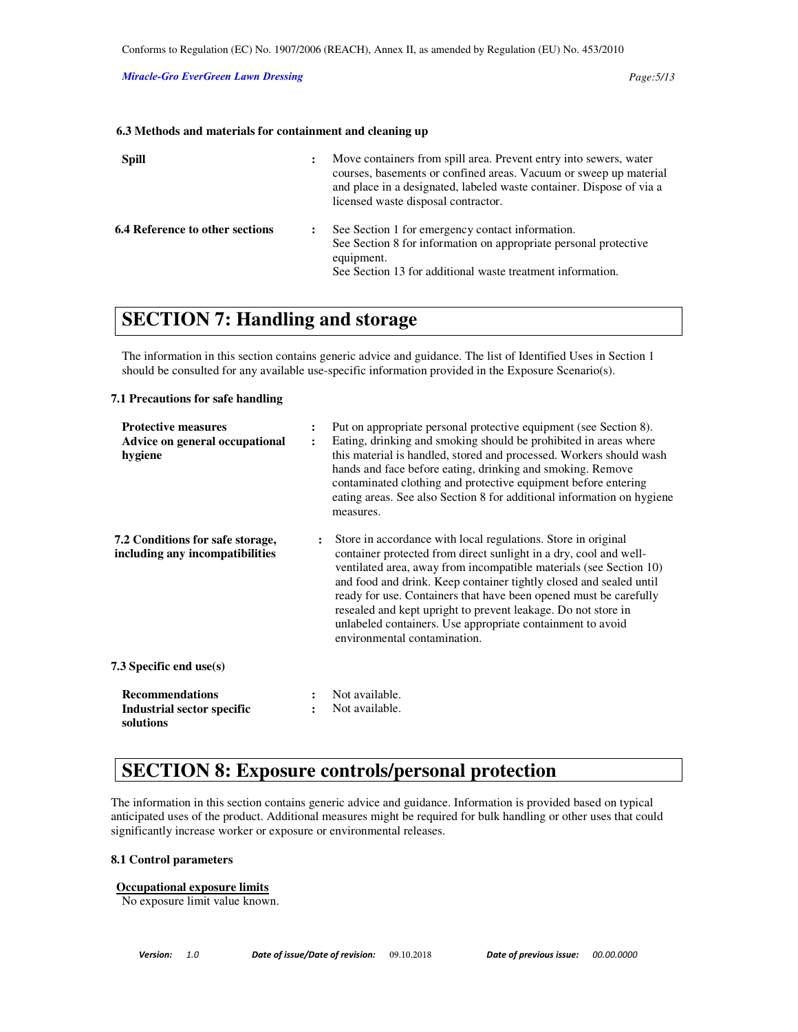### 6.3 Methods and materials for containment and cleaning up

| | | |
|---|---|---|
| **Spill** | : | Move containers from spill area. Prevent entry into sewers, water courses, basements or confined areas. Vacuum or sweep up material and place in a designated, labeled waste container. Dispose of via a licensed waste disposal contractor. |
| **6.4 Reference to other sections** | : | See Section 1 for emergency contact information.<br>See Section 8 for information on appropriate personal protective equipment.<br>See Section 13 for additional waste treatment information. |

# SECTION 7: Handling and storage

The information in this section contains generic advice and guidance. The list of Identified Uses in Section 1 should be consulted for any available use-specific information provided in the Exposure Scenario(s).

### 7.1 Precautions for safe handling

| | | |
|---|---|---|
| **Protective measures** | : | Put on appropriate personal protective equipment (see Section 8). |
| **Advice on general occupational hygiene** | : | Eating, drinking and smoking should be prohibited in areas where this material is handled, stored and processed. Workers should wash hands and face before eating, drinking and smoking. Remove contaminated clothing and protective equipment before entering eating areas. See also Section 8 for additional information on hygiene measures. |
| **7.2 Conditions for safe storage, including any incompatibilities** | : | Store in accordance with local regulations. Store in original container protected from direct sunlight in a dry, cool and well-ventilated area, away from incompatible materials (see Section 10) and food and drink. Keep container tightly closed and sealed until ready for use. Containers that have been opened must be carefully resealed and kept upright to prevent leakage. Do not store in unlabeled containers. Use appropriate containment to avoid environmental contamination. |

### 7.3 Specific end use(s)

| | | |
|---|---|---|
| **Recommendations** | : | Not available. |
| **Industrial sector specific solutions** | : | Not available. |

# SECTION 8: Exposure controls/personal protection

The information in this section contains generic advice and guidance. Information is provided based on typical anticipated uses of the product. Additional measures might be required for bulk handling or other uses that could significantly increase worker or exposure or environmental releases.

### 8.1 Control parameters

**Occupational exposure limits**

No exposure limit value known.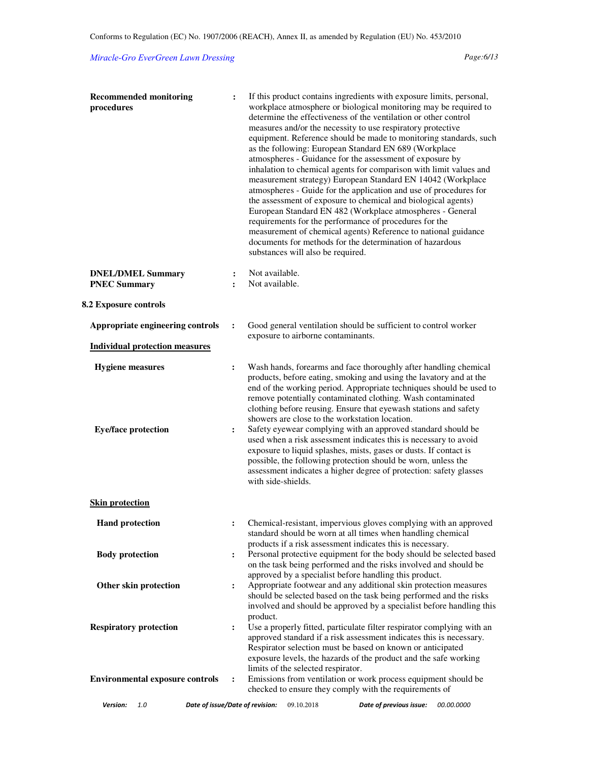**Recommended monitoring procedures** : If this product contains ingredients with exposure limits, personal, workplace atmosphere or biological monitoring may be required to determine the effectiveness of the ventilation or other control measures and/or the necessity to use respiratory protective equipment. Reference should be made to monitoring standards, such as the following: European Standard EN 689 (Workplace atmospheres - Guidance for the assessment of exposure by inhalation to chemical agents for comparison with limit values and measurement strategy) European Standard EN 14042 (Workplace atmospheres - Guide for the application and use of procedures for the assessment of exposure to chemical and biological agents) European Standard EN 482 (Workplace atmospheres - General requirements for the performance of procedures for the measurement of chemical agents) Reference to national guidance documents for methods for the determination of hazardous substances will also be required.

**DNEL/DMEL Summary** : Not available.

**PNEC Summary** : Not available.

### 8.2 Exposure controls

**Appropriate engineering controls** : Good general ventilation should be sufficient to control worker exposure to airborne contaminants.

**Individual protection measures**

**Hygiene measures** : Wash hands, forearms and face thoroughly after handling chemical products, before eating, smoking and using the lavatory and at the end of the working period. Appropriate techniques should be used to remove potentially contaminated clothing. Wash contaminated clothing before reusing. Ensure that eyewash stations and safety showers are close to the workstation location.

**Eye/face protection** : Safety eyewear complying with an approved standard should be used when a risk assessment indicates this is necessary to avoid exposure to liquid splashes, mists, gases or dusts. If contact is possible, the following protection should be worn, unless the assessment indicates a higher degree of protection: safety glasses with side-shields.

**Skin protection**

**Hand protection** : Chemical-resistant, impervious gloves complying with an approved standard should be worn at all times when handling chemical products if a risk assessment indicates this is necessary.

**Body protection** : Personal protective equipment for the body should be selected based on the task being performed and the risks involved and should be approved by a specialist before handling this product.

**Other skin protection** : Appropriate footwear and any additional skin protection measures should be selected based on the task being performed and the risks involved and should be approved by a specialist before handling this product.

**Respiratory protection** : Use a properly fitted, particulate filter respirator complying with an approved standard if a risk assessment indicates this is necessary. Respirator selection must be based on known or anticipated exposure levels, the hazards of the product and the safe working limits of the selected respirator.

**Environmental exposure controls** : Emissions from ventilation or work process equipment should be checked to ensure they comply with the requirements of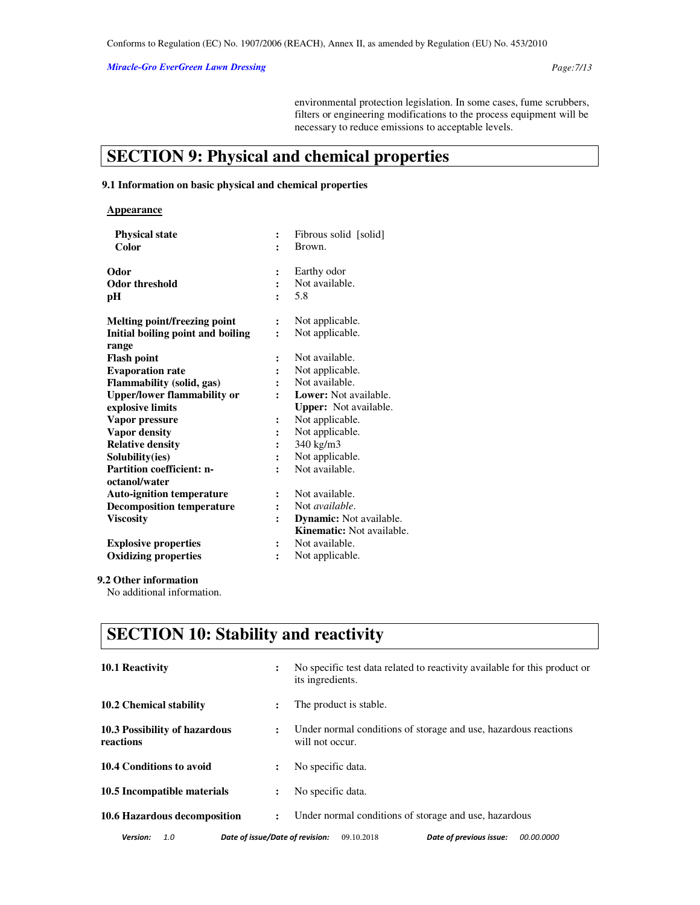environmental protection legislation. In some cases, fume scrubbers, filters or engineering modifications to the process equipment will be necessary to reduce emissions to acceptable levels.

# SECTION 9: Physical and chemical properties

## 9.1 Information on basic physical and chemical properties

**Appearance**

| Property | | Value |
|---|---|---|
| **Physical state** | : | Fibrous solid [solid] |
| **Color** | : | Brown. |
| **Odor** | : | Earthy odor |
| **Odor threshold** | : | Not available. |
| **pH** | : | 5.8 |
| **Melting point/freezing point** | : | Not applicable. |
| **Initial boiling point and boiling range** | : | Not applicable. |
| **Flash point** | : | Not available. |
| **Evaporation rate** | : | Not applicable. |
| **Flammability (solid, gas)** | : | Not available. |
| **Upper/lower flammability or explosive limits** | : | **Lower:** Not available.<br>**Upper:** Not available. |
| **Vapor pressure** | : | Not applicable. |
| **Vapor density** | : | Not applicable. |
| **Relative density** | : | 340 kg/m3 |
| **Solubility(ies)** | : | Not applicable. |
| **Partition coefficient: n-octanol/water** | : | Not available. |
| **Auto-ignition temperature** | : | Not available. |
| **Decomposition temperature** | : | Not *available*. |
| **Viscosity** | : | **Dynamic:** Not available.<br>**Kinematic:** Not available. |
| **Explosive properties** | : | Not available. |
| **Oxidizing properties** | : | Not applicable. |

## 9.2 Other information

No additional information.

# SECTION 10: Stability and reactivity

| | | |
|---|---|---|
| **10.1 Reactivity** | : | No specific test data related to reactivity available for this product or its ingredients. |
| **10.2 Chemical stability** | : | The product is stable. |
| **10.3 Possibility of hazardous reactions** | : | Under normal conditions of storage and use, hazardous reactions will not occur. |
| **10.4 Conditions to avoid** | : | No specific data. |
| **10.5 Incompatible materials** | : | No specific data. |
| **10.6 Hazardous decomposition** | : | Under normal conditions of storage and use, hazardous |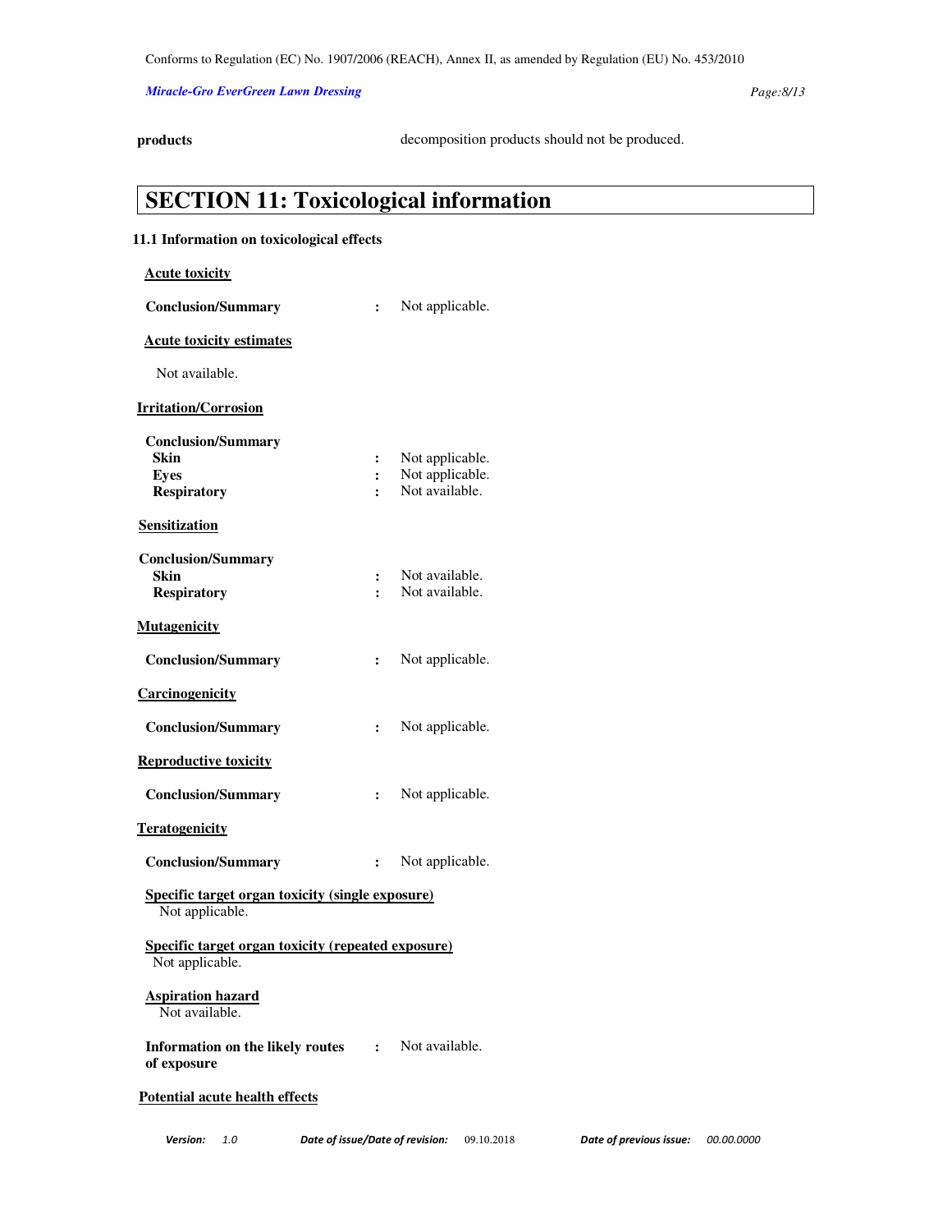**products** decomposition products should not be produced.

# SECTION 11: Toxicological information

**11.1 Information on toxicological effects**

**Acute toxicity**

**Conclusion/Summary** : Not applicable.

**Acute toxicity estimates**

Not available.

**Irritation/Corrosion**

**Conclusion/Summary**
**Skin** : Not applicable.
**Eyes** : Not applicable.
**Respiratory** : Not available.

**Sensitization**

**Conclusion/Summary**
**Skin** : Not available.
**Respiratory** : Not available.

**Mutagenicity**

**Conclusion/Summary** : Not applicable.

**Carcinogenicity**

**Conclusion/Summary** : Not applicable.

**Reproductive toxicity**

**Conclusion/Summary** : Not applicable.

**Teratogenicity**

**Conclusion/Summary** : Not applicable.

**Specific target organ toxicity (single exposure)**
Not applicable.

**Specific target organ toxicity (repeated exposure)**
Not applicable.

**Aspiration hazard**
Not available.

**Information on the likely routes of exposure** : Not available.

**Potential acute health effects**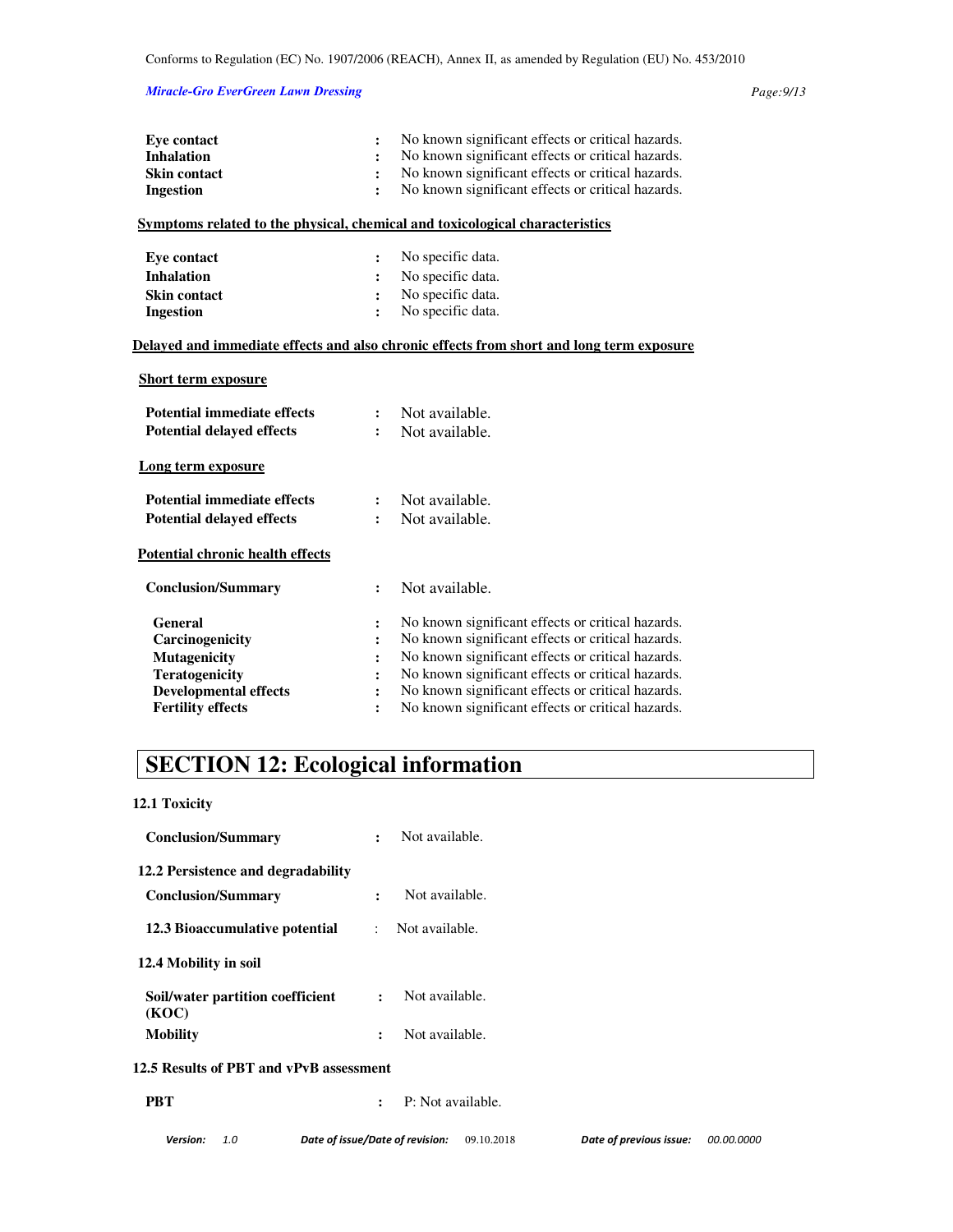| | | |
|---|---|---|
| **Eye contact** | : | No known significant effects or critical hazards. |
| **Inhalation** | : | No known significant effects or critical hazards. |
| **Skin contact** | : | No known significant effects or critical hazards. |
| **Ingestion** | : | No known significant effects or critical hazards. |

**Symptoms related to the physical, chemical and toxicological characteristics**

| | | |
|---|---|---|
| **Eye contact** | : | No specific data. |
| **Inhalation** | : | No specific data. |
| **Skin contact** | : | No specific data. |
| **Ingestion** | : | No specific data. |

**Delayed and immediate effects and also chronic effects from short and long term exposure**

**Short term exposure**

| | | |
|---|---|---|
| **Potential immediate effects** | : | Not available. |
| **Potential delayed effects** | : | Not available. |

**Long term exposure**

| | | |
|---|---|---|
| **Potential immediate effects** | : | Not available. |
| **Potential delayed effects** | : | Not available. |

**Potential chronic health effects**

| | | |
|---|---|---|
| **Conclusion/Summary** | : | Not available. |
| **General** | : | No known significant effects or critical hazards. |
| **Carcinogenicity** | : | No known significant effects or critical hazards. |
| **Mutagenicity** | : | No known significant effects or critical hazards. |
| **Teratogenicity** | : | No known significant effects or critical hazards. |
| **Developmental effects** | : | No known significant effects or critical hazards. |
| **Fertility effects** | : | No known significant effects or critical hazards. |

# SECTION 12: Ecological information

**12.1 Toxicity**

| | | |
|---|---|---|
| **Conclusion/Summary** | : | Not available. |

**12.2 Persistence and degradability**

| | | |
|---|---|---|
| **Conclusion/Summary** | : | Not available. |

| | | |
|---|---|---|
| **12.3 Bioaccumulative potential** | : | Not available. |

**12.4 Mobility in soil**

| | | |
|---|---|---|
| **Soil/water partition coefficient (KOC)** | : | Not available. |
| **Mobility** | : | Not available. |

**12.5 Results of PBT and vPvB assessment**

| | | |
|---|---|---|
| **PBT** | : | P: Not available. |

*Version:* 1.0 *Date of issue/Date of revision:* 09.10.2018 *Date of previous issue:* 00.00.0000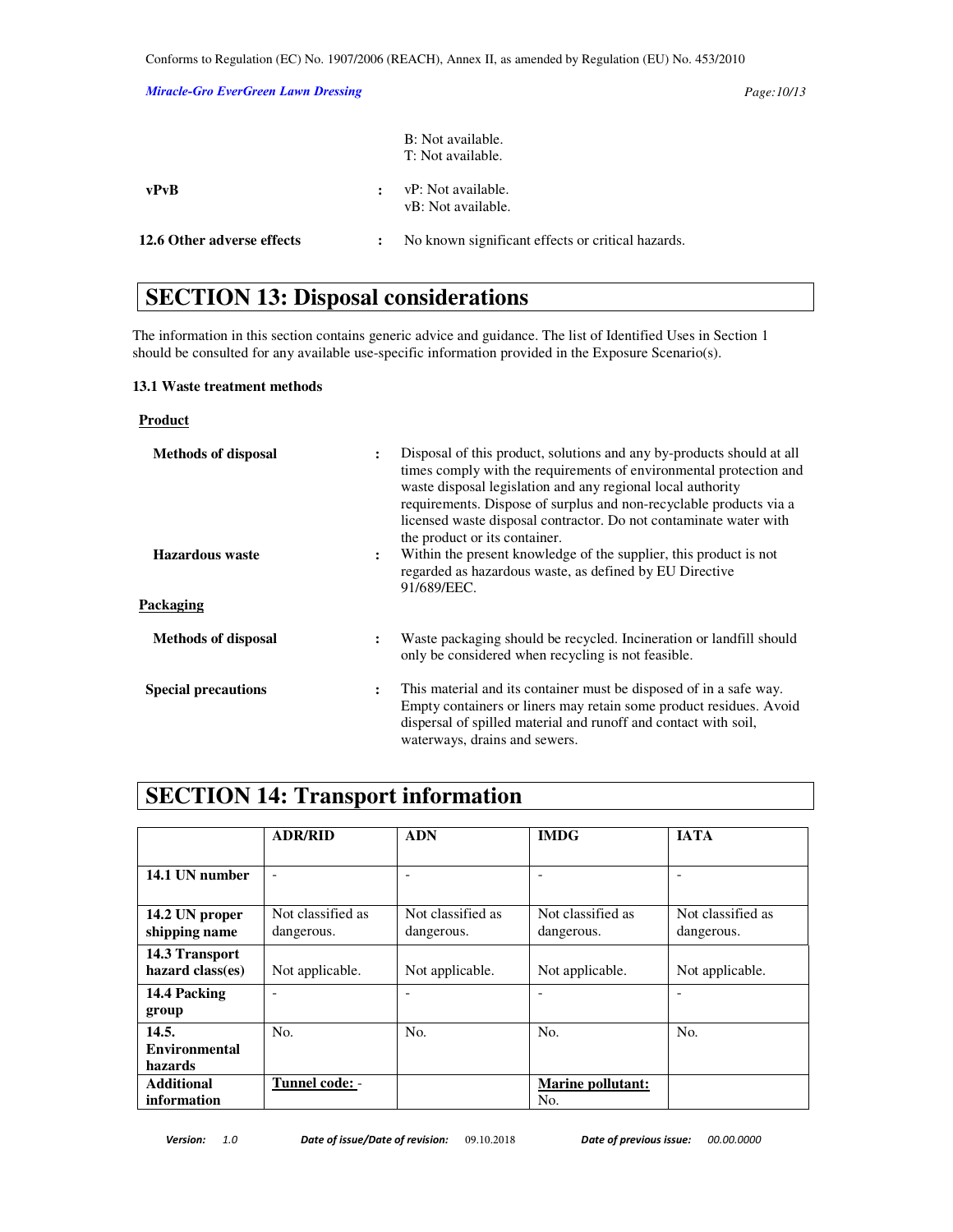|  |  | B: Not available.<br>T: Not available. |
|---|---|---|
| **vPvB** | : | vP: Not available.<br>vB: Not available. |
| **12.6 Other adverse effects** | : | No known significant effects or critical hazards. |

## SECTION 13: Disposal considerations

The information in this section contains generic advice and guidance. The list of Identified Uses in Section 1 should be consulted for any available use-specific information provided in the Exposure Scenario(s).

### 13.1 Waste treatment methods

**Product**

**Methods of disposal** : Disposal of this product, solutions and any by-products should at all times comply with the requirements of environmental protection and waste disposal legislation and any regional local authority requirements. Dispose of surplus and non-recyclable products via a licensed waste disposal contractor. Do not contaminate water with the product or its container.

**Hazardous waste** : Within the present knowledge of the supplier, this product is not regarded as hazardous waste, as defined by EU Directive 91/689/EEC.

**Packaging**

**Methods of disposal** : Waste packaging should be recycled. Incineration or landfill should only be considered when recycling is not feasible.

**Special precautions** : This material and its container must be disposed of in a safe way. Empty containers or liners may retain some product residues. Avoid dispersal of spilled material and runoff and contact with soil, waterways, drains and sewers.

## SECTION 14: Transport information

|  | ADR/RID | ADN | IMDG | IATA |
|---|---|---|---|---|
| **14.1 UN number** | - | - | - | - |
| **14.2 UN proper shipping name** | Not classified as dangerous. | Not classified as dangerous. | Not classified as dangerous. | Not classified as dangerous. |
| **14.3 Transport hazard class(es)** | Not applicable. | Not applicable. | Not applicable. | Not applicable. |
| **14.4 Packing group** | - | - | - | - |
| **14.5. Environmental hazards** | No. | No. | No. | No. |
| **Additional information** | **Tunnel code:** - |  | **Marine pollutant:** No. |  |

*Version: 1.0* *Date of issue/Date of revision:* 09.10.2018 *Date of previous issue:* *00.00.0000*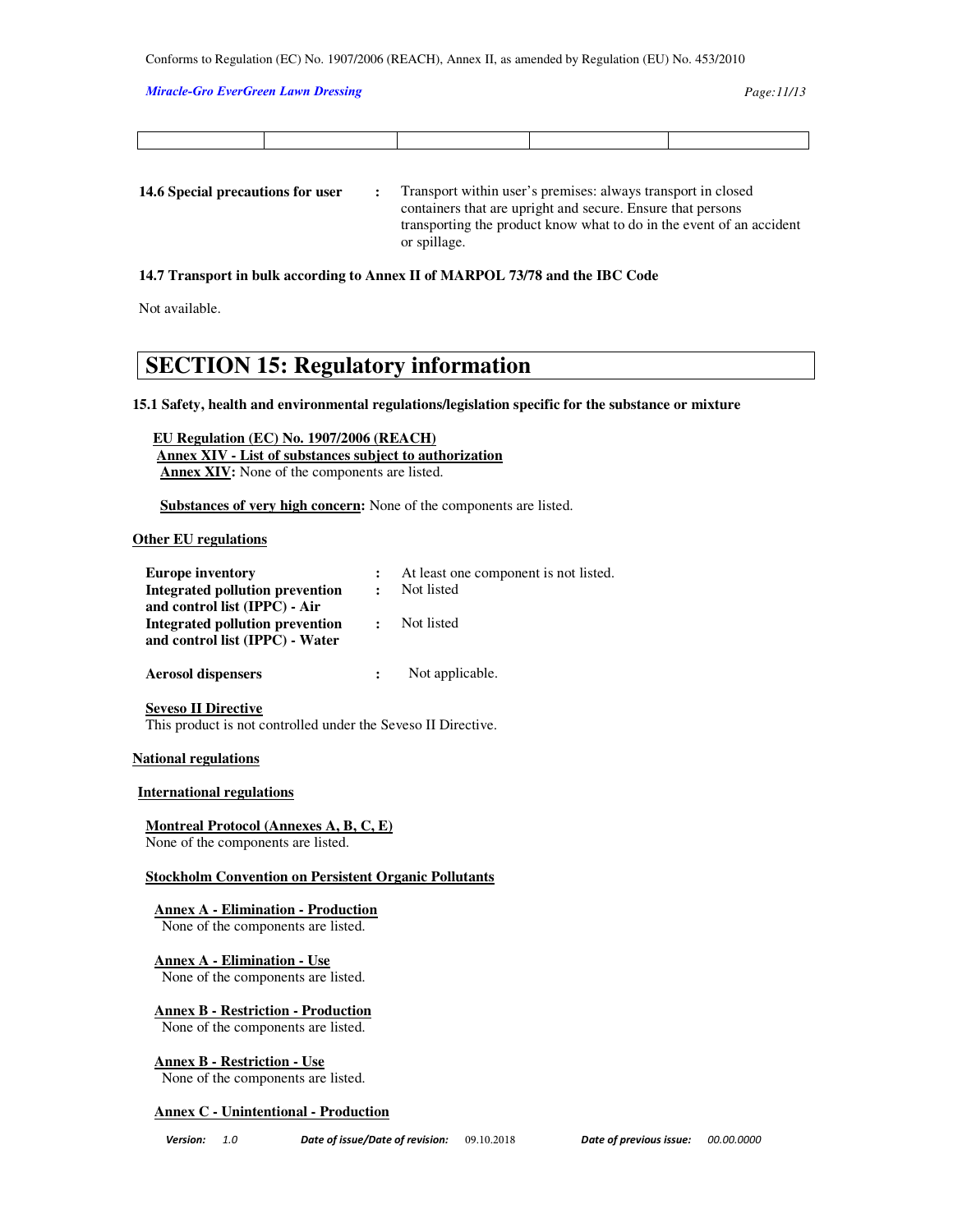| | | | | |
|---|---|---|---|---|
| | | | | |

**14.6 Special precautions for user** : Transport within user's premises: always transport in closed containers that are upright and secure. Ensure that persons transporting the product know what to do in the event of an accident or spillage.

**14.7 Transport in bulk according to Annex II of MARPOL 73/78 and the IBC Code**

Not available.

# SECTION 15: Regulatory information

**15.1 Safety, health and environmental regulations/legislation specific for the substance or mixture**

**EU Regulation (EC) No. 1907/2006 (REACH)**
**Annex XIV - List of substances subject to authorization**
**Annex XIV:** None of the components are listed.

**Substances of very high concern:** None of the components are listed.

**Other EU regulations**

**Europe inventory** : At least one component is not listed.
**Integrated pollution prevention and control list (IPPC) - Air** : Not listed
**Integrated pollution prevention and control list (IPPC) - Water** : Not listed

**Aerosol dispensers** : Not applicable.

**Seveso II Directive**
This product is not controlled under the Seveso II Directive.

**National regulations**

**International regulations**

**Montreal Protocol (Annexes A, B, C, E)**
None of the components are listed.

**Stockholm Convention on Persistent Organic Pollutants**

**Annex A - Elimination - Production**
None of the components are listed.

**Annex A - Elimination - Use**
None of the components are listed.

**Annex B - Restriction - Production**
None of the components are listed.

**Annex B - Restriction - Use**
None of the components are listed.

**Annex C - Unintentional - Production**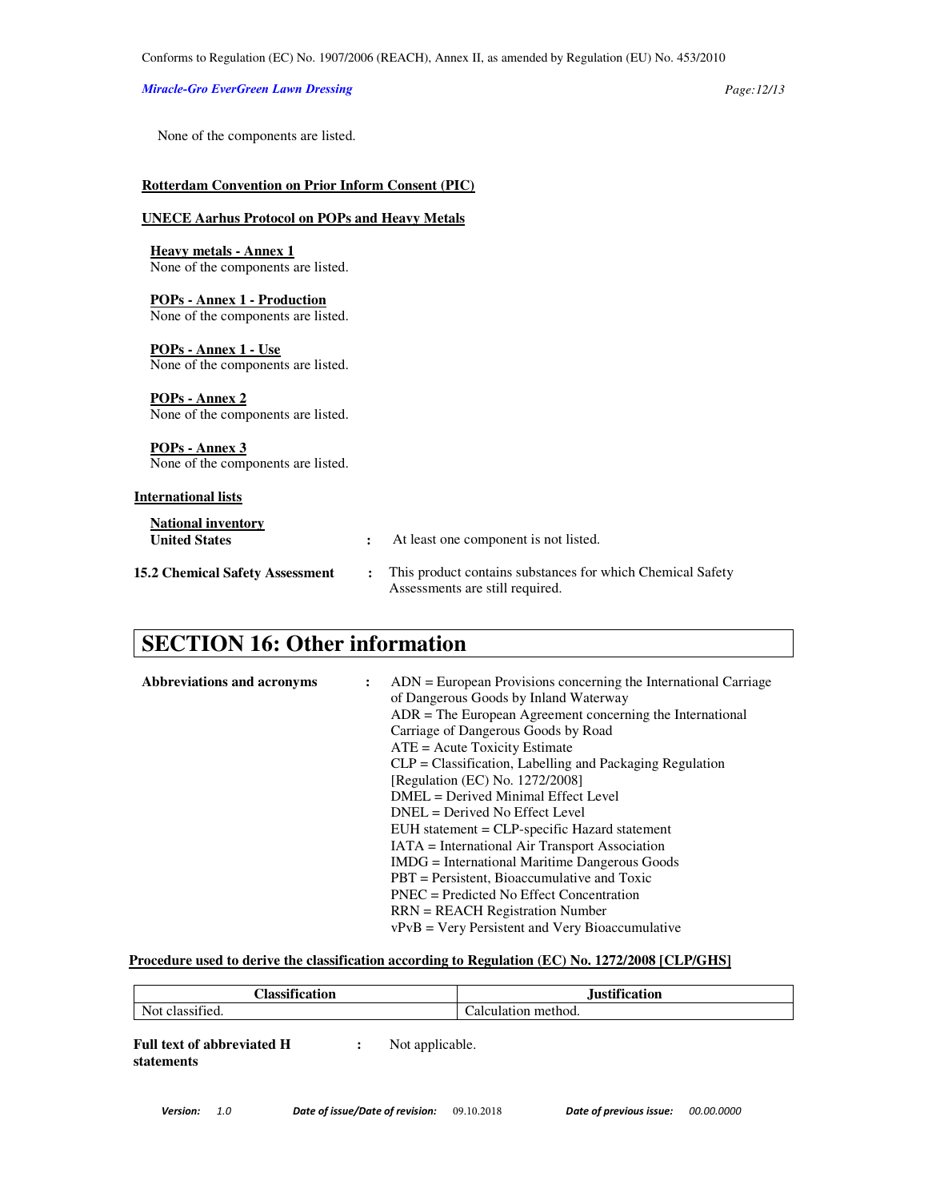None of the components are listed.

**Rotterdam Convention on Prior Inform Consent (PIC)**

**UNECE Aarhus Protocol on POPs and Heavy Metals**

**Heavy metals - Annex 1**
None of the components are listed.

**POPs - Annex 1 - Production**
None of the components are listed.

**POPs - Annex 1 - Use**
None of the components are listed.

**POPs - Annex 2**
None of the components are listed.

**POPs - Annex 3**
None of the components are listed.

**International lists**

**National inventory**
**United States** : At least one component is not listed.

**15.2 Chemical Safety Assessment** : This product contains substances for which Chemical Safety Assessments are still required.

# SECTION 16: Other information

**Abbreviations and acronyms** :

ADN = European Provisions concerning the International Carriage of Dangerous Goods by Inland Waterway
ADR = The European Agreement concerning the International Carriage of Dangerous Goods by Road
ATE = Acute Toxicity Estimate
CLP = Classification, Labelling and Packaging Regulation [Regulation (EC) No. 1272/2008]
DMEL = Derived Minimal Effect Level
DNEL = Derived No Effect Level
EUH statement = CLP-specific Hazard statement
IATA = International Air Transport Association
IMDG = International Maritime Dangerous Goods
PBT = Persistent, Bioaccumulative and Toxic
PNEC = Predicted No Effect Concentration
RRN = REACH Registration Number
vPvB = Very Persistent and Very Bioaccumulative

**Procedure used to derive the classification according to Regulation (EC) No. 1272/2008 [CLP/GHS]**

| Classification | Justification |
|---|---|
| Not classified. | Calculation method. |

**Full text of abbreviated H statements** : Not applicable.

*Version:* 1.0 *Date of issue/Date of revision:* 09.10.2018 *Date of previous issue:* 00.00.0000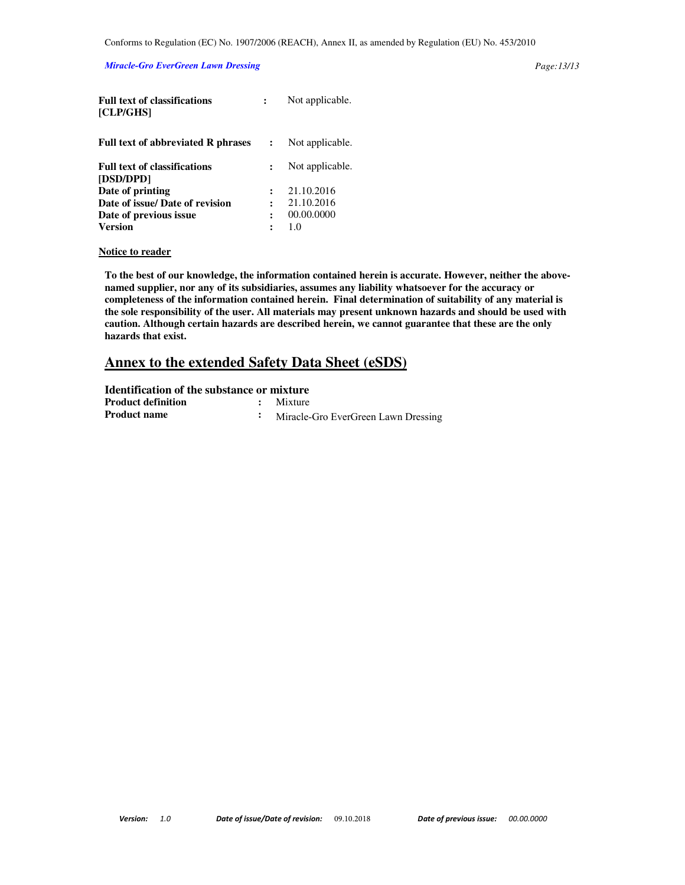| | | |
|---|---|---|
| **Full text of classifications [CLP/GHS]** | : | Not applicable. |
| **Full text of abbreviated R phrases** | : | Not applicable. |
| **Full text of classifications [DSD/DPD]** | : | Not applicable. |
| **Date of printing** | : | 21.10.2016 |
| **Date of issue/ Date of revision** | : | 21.10.2016 |
| **Date of previous issue** | : | 00.00.0000 |
| **Version** | : | 1.0 |

**Notice to reader**

**To the best of our knowledge, the information contained herein is accurate. However, neither the above-named supplier, nor any of its subsidiaries, assumes any liability whatsoever for the accuracy or completeness of the information contained herein. Final determination of suitability of any material is the sole responsibility of the user. All materials may present unknown hazards and should be used with caution. Although certain hazards are described herein, we cannot guarantee that these are the only hazards that exist.**

## Annex to the extended Safety Data Sheet (eSDS)

**Identification of the substance or mixture**

| | | |
|---|---|---|
| **Product definition** | : | Mixture |
| **Product name** | : | Miracle-Gro EverGreen Lawn Dressing |